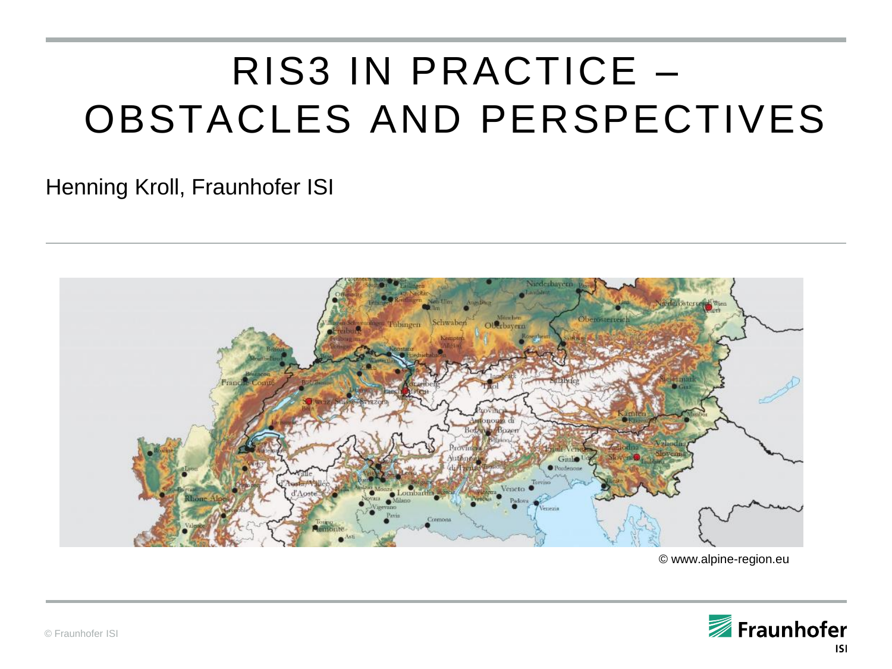# RIS3 IN PRACTICE – OBSTACLES AND PERSPECTIVES

Henning Kroll, Fraunhofer ISI

© www.alpine-region.eu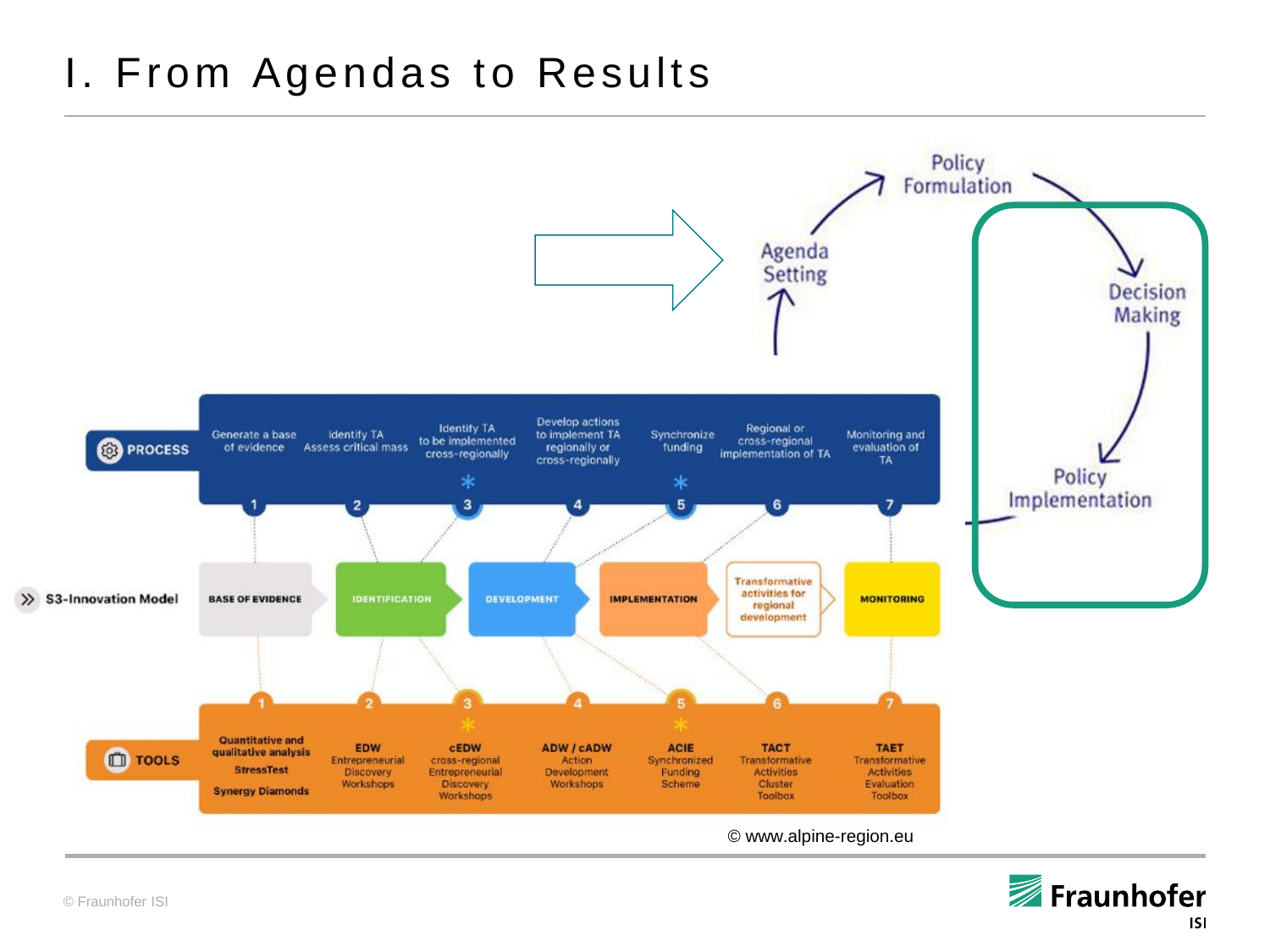# I. From Agendas to Results

Agenda Setting → Policy Formulation → Decision Making → Policy Implementation

**PROCESS**

| 1 | 2 | 3 * | 4 | 5 * | 6 | 7 |
|---|---|---|---|---|---|---|
| Generate a base of evidence | Identify TA Assess critical mass | Identify TA to be implemented cross-regionally | Develop actions to implement TA regionally or cross-regionally | Synchronize funding | Regional or cross-regional implementation of TA | Monitoring and evaluation of TA |

**S3-Innovation Model**

BASE OF EVIDENCE → IDENTIFICATION → DEVELOPMENT → IMPLEMENTATION → Transformative activities for regional development → MONITORING

**TOOLS**

| 1 | 2 | 3 * | 4 | 5 * | 6 | 7 |
|---|---|---|---|---|---|---|
| Quantitative and qualitative analysis<br>StressTest<br>Synergy Diamonds | EDW<br>Entrepreneurial Discovery Workshops | cEDW<br>cross-regional Entrepreneurial Discovery Workshops | ADW / cADW<br>Action Development Workshops | ACIE<br>Synchronized Funding Scheme | TACT<br>Transformative Activities Cluster Toolbox | TAET<br>Transformative Activities Evaluation Toolbox |

© www.alpine-region.eu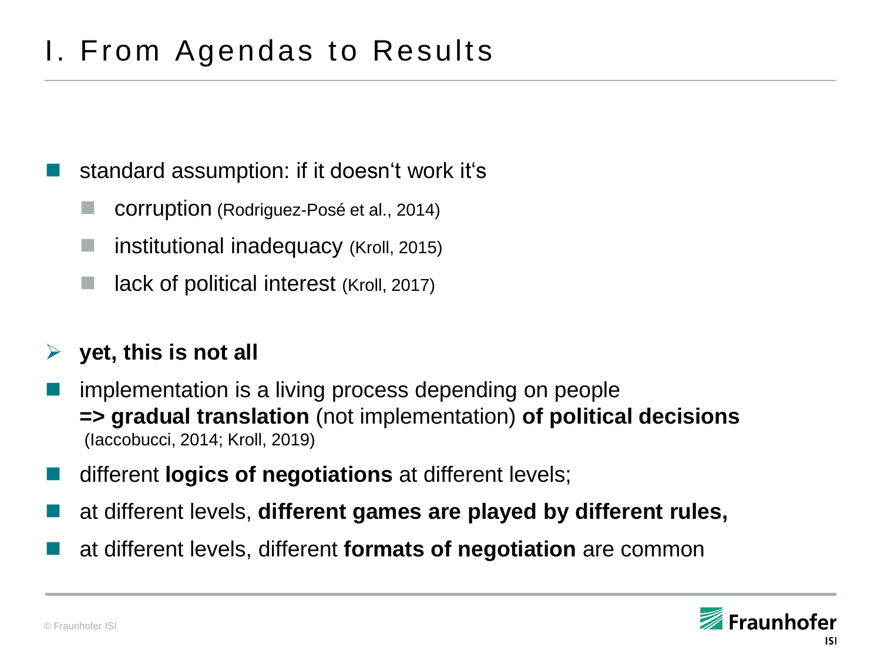# I. From Agendas to Results

- standard assumption: if it doesn‘t work it‘s
  - corruption (Rodriguez-Posé et al., 2014)
  - institutional inadequacy (Kroll, 2015)
  - lack of political interest (Kroll, 2017)

- **yet, this is not all**

- implementation is a living process depending on people
  **=> gradual translation** (not implementation) **of political decisions**
  (Iaccobucci, 2014; Kroll, 2019)
- different **logics of negotiations** at different levels;
- at different levels, **different games are played by different rules,**
- at different levels, different **formats of negotiation** are common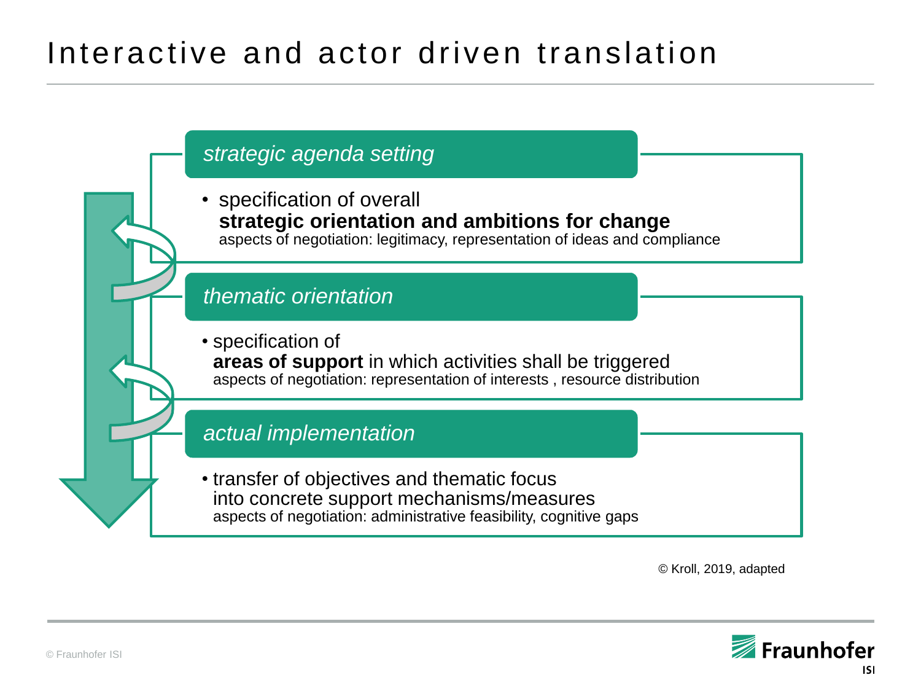# Interactive and actor driven translation

*strategic agenda setting*

- specification of overall
  **strategic orientation and ambitions for change**
  aspects of negotiation: legitimacy, representation of ideas and compliance

*thematic orientation*

- specification of
  **areas of support** in which activities shall be triggered
  aspects of negotiation: representation of interests , resource distribution

*actual implementation*

- transfer of objectives and thematic focus
  into concrete support mechanisms/measures
  aspects of negotiation: administrative feasibility, cognitive gaps

© Kroll, 2019, adapted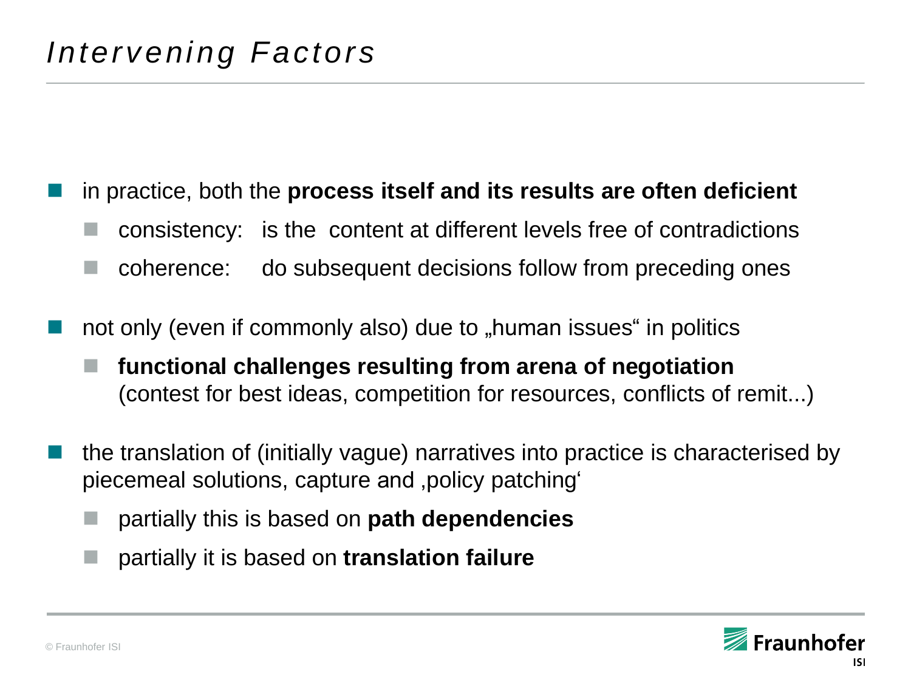# *Intervening Factors*

- in practice, both the **process itself and its results are often deficient**
  - consistency: is the content at different levels free of contradictions
  - coherence: do subsequent decisions follow from preceding ones
- not only (even if commonly also) due to „human issues“ in politics
  - **functional challenges resulting from arena of negotiation** (contest for best ideas, competition for resources, conflicts of remit...)
- the translation of (initially vague) narratives into practice is characterised by piecemeal solutions, capture and ‚policy patching‘
  - partially this is based on **path dependencies**
  - partially it is based on **translation failure**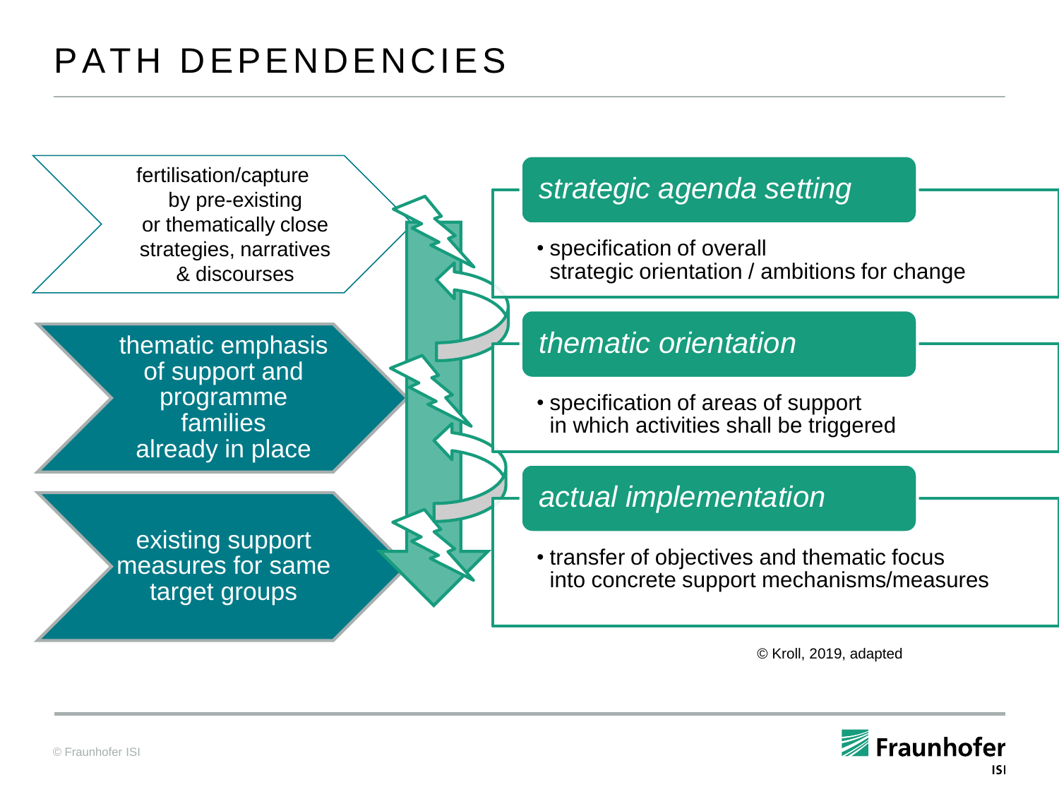# PATH DEPENDENCIES

fertilisation/capture by pre-existing or thematically close strategies, narratives & discourses

thematic emphasis of support and programme families already in place

existing support measures for same target groups

*strategic agenda setting*

- specification of overall strategic orientation / ambitions for change

*thematic orientation*

- specification of areas of support in which activities shall be triggered

*actual implementation*

- transfer of objectives and thematic focus into concrete support mechanisms/measures

© Kroll, 2019, adapted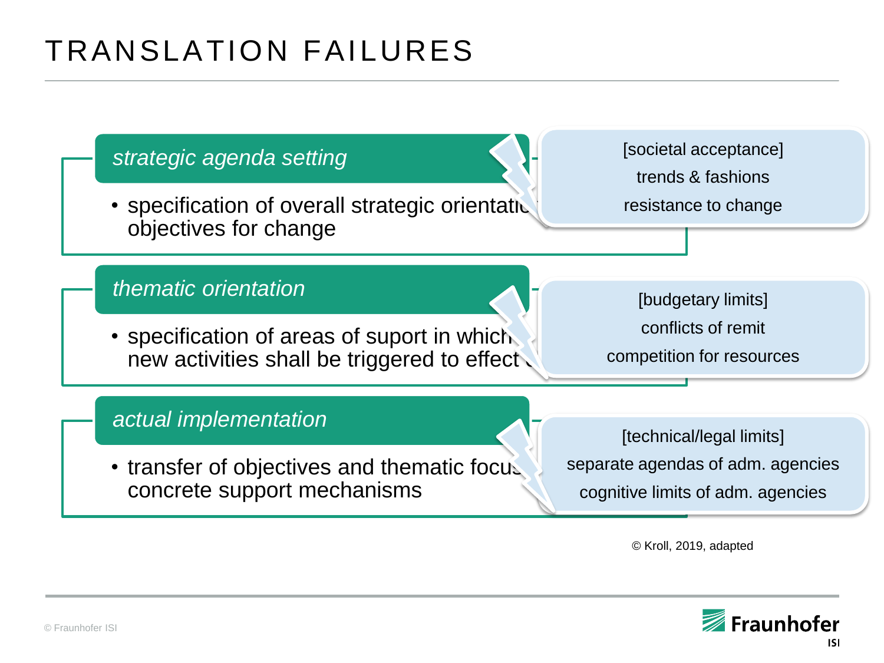# TRANSLATION FAILURES

*strategic agenda setting*

- specification of overall strategic orientatio objectives for change

[societal acceptance]
trends & fashions
resistance to change

*thematic orientation*

- specification of areas of suport in which new activities shall be triggered to effect

[budgetary limits]
conflicts of remit
competition for resources

*actual implementation*

- transfer of objectives and thematic focus concrete support mechanisms

[technical/legal limits]
separate agendas of adm. agencies
cognitive limits of adm. agencies

© Kroll, 2019, adapted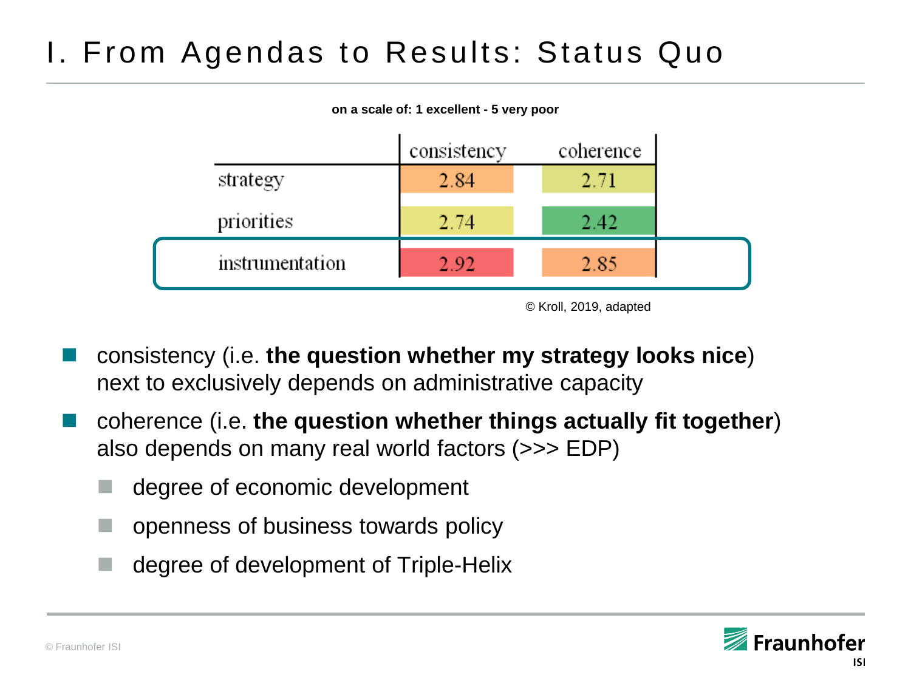# I. From Agendas to Results: Status Quo

**on a scale of: 1 excellent - 5 very poor**

| | consistency | coherence |
|---|---|---|
| strategy | 2.84 | 2.71 |
| priorities | 2.74 | 2.42 |
| instrumentation | 2.92 | 2.85 |

© Kroll, 2019, adapted

- consistency (i.e. **the question whether my strategy looks nice**) next to exclusively depends on administrative capacity
- coherence (i.e. **the question whether things actually fit together**) also depends on many real world factors (>>> EDP)
  - degree of economic development
  - openness of business towards policy
  - degree of development of Triple-Helix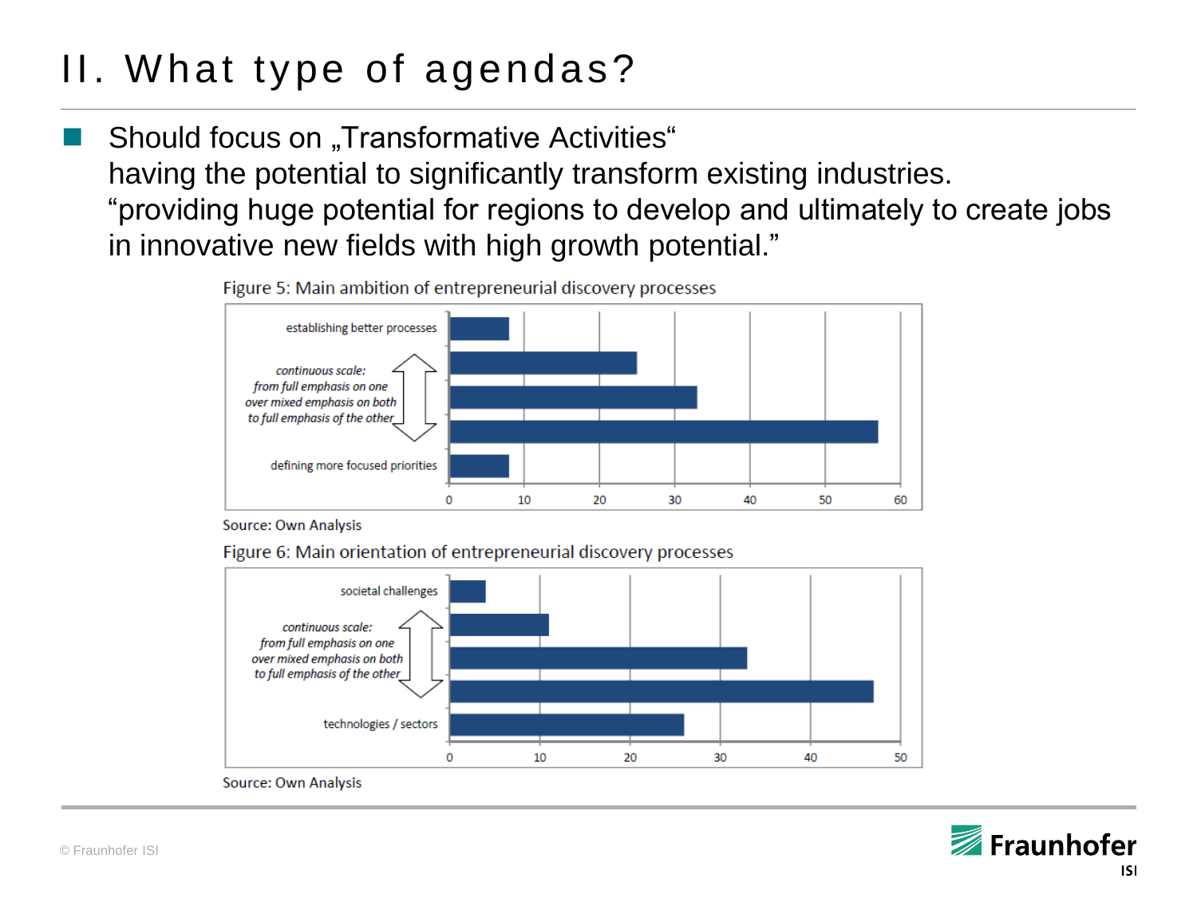# II. What type of agendas?

- Should focus on „Transformative Activities“ having the potential to significantly transform existing industries. “providing huge potential for regions to develop and ultimately to create jobs in innovative new fields with high growth potential.”

Figure 5: Main ambition of entrepreneurial discovery processes

establishing better processes

*continuous scale: from full emphasis on one over mixed emphasis on both to full emphasis of the other*

defining more focused priorities

0 10 20 30 40 50 60

Source: Own Analysis

Figure 6: Main orientation of entrepreneurial discovery processes

societal challenges

*continuous scale: from full emphasis on one over mixed emphasis on both to full emphasis of the other*

technologies / sectors

0 10 20 30 40 50

Source: Own Analysis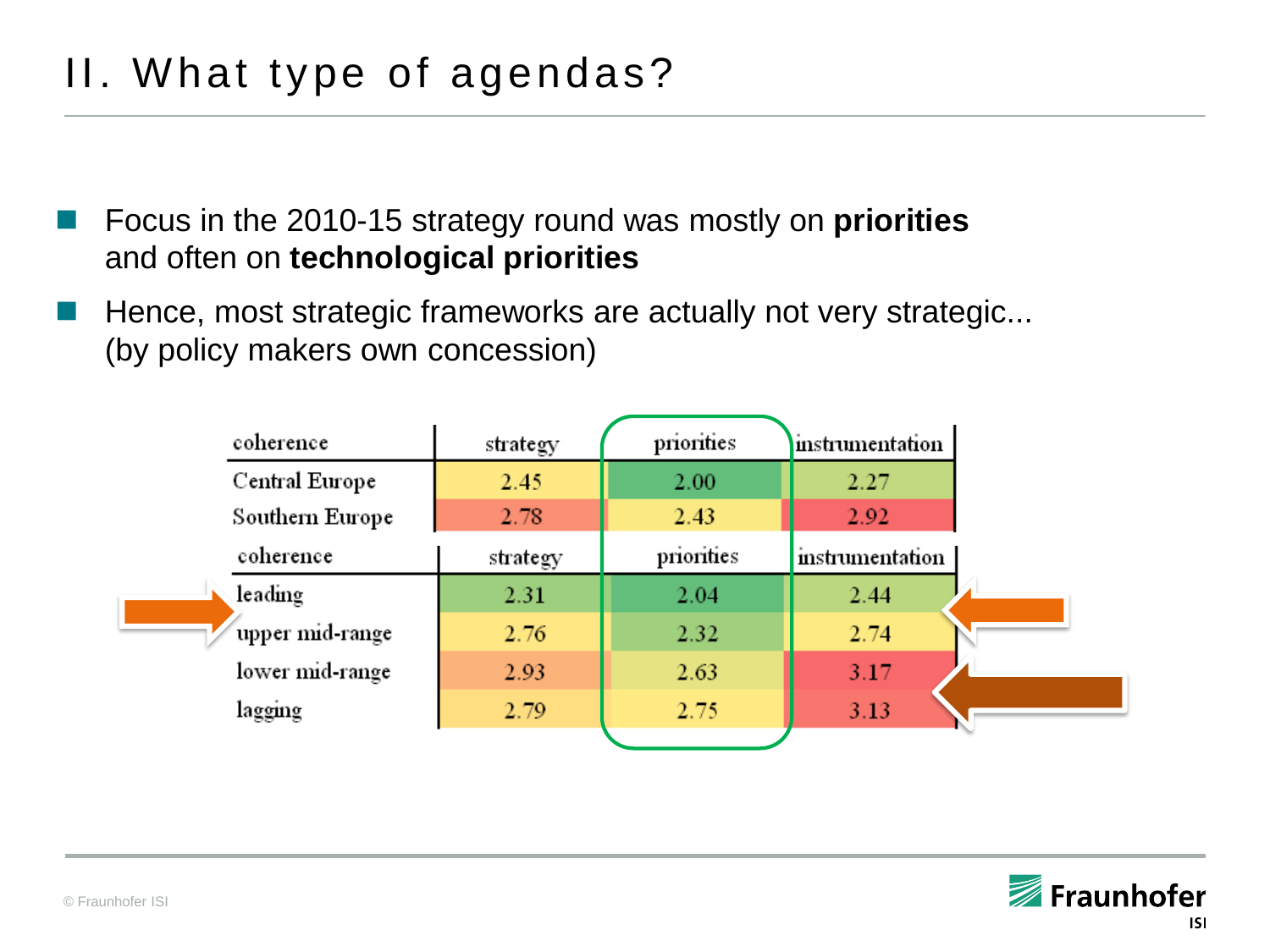# II. What type of agendas?

- Focus in the 2010-15 strategy round was mostly on **priorities** and often on **technological priorities**
- Hence, most strategic frameworks are actually not very strategic... (by policy makers own concession)

| coherence | strategy | priorities | instrumentation |
|---|---|---|---|
| Central Europe | 2.45 | 2.00 | 2.27 |
| Southern Europe | 2.78 | 2.43 | 2.92 |

| coherence | strategy | priorities | instrumentation |
|---|---|---|---|
| leading | 2.31 | 2.04 | 2.44 |
| upper mid-range | 2.76 | 2.32 | 2.74 |
| lower mid-range | 2.93 | 2.63 | 3.17 |
| lagging | 2.79 | 2.75 | 3.13 |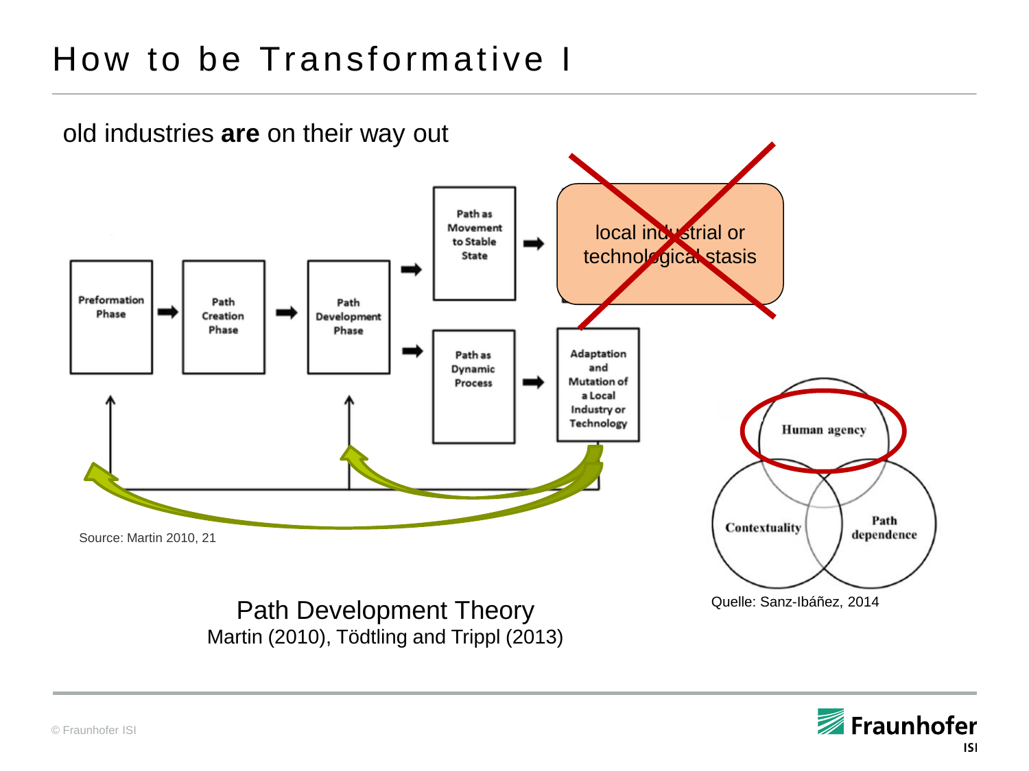# How to be Transformative I

old industries **are** on their way out

Preformation Phase → Path Creation Phase → Path Development Phase → Path as Movement to Stable State → local industrial or technological stasis

Path Development Phase → Path as Dynamic Process → Adaptation and Mutation of a Local Industry or Technology

Source: Martin 2010, 21

Human agency

Contextuality

Path dependence

Quelle: Sanz-Ibáñez, 2014

Path Development Theory
Martin (2010), Tödtling and Trippl (2013)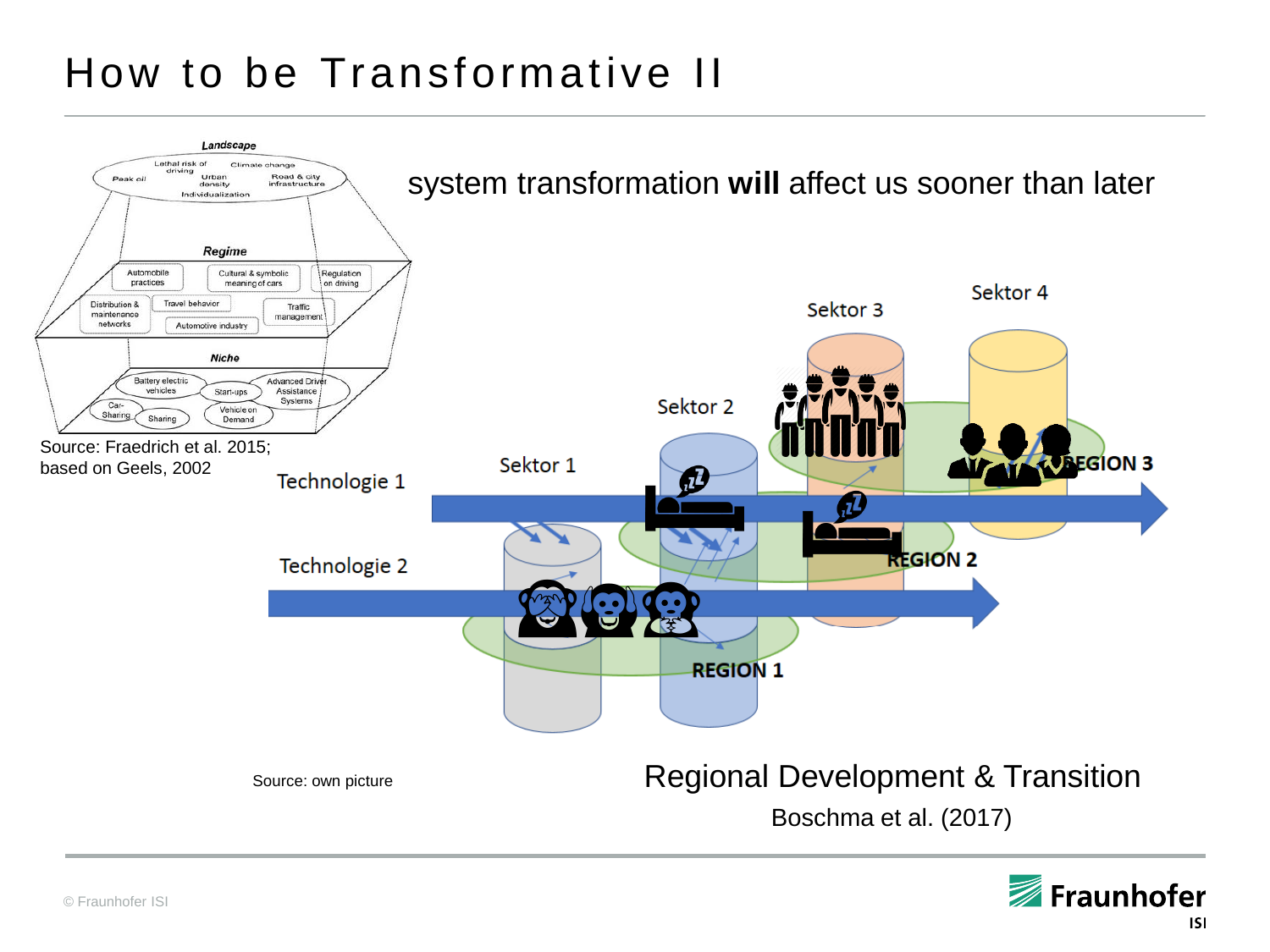# How to be Transformative II

Landscape

Peak oil — Lethal risk of driving — Climate change — Urban density — Road & city infrastructure — Individualization

Regime

Automobile practices — Cultural & symbolic meaning of cars — Regulation on driving — Distribution & maintenance networks — Travel behavior — Traffic management — Automotive industry

Niche

Battery electric vehicles — Start-ups — Advanced Driver Assistance Systems — Car-Sharing — Sharing — Vehicle on Demand

Source: Fraedrich et al. 2015; based on Geels, 2002

system transformation **will** affect us sooner than later

Sektor 1 — Sektor 2 — Sektor 3 — Sektor 4

Technologie 1 — Technologie 2

REGION 1 — REGION 2 — REGION 3

Source: own picture

Regional Development & Transition

Boschma et al. (2017)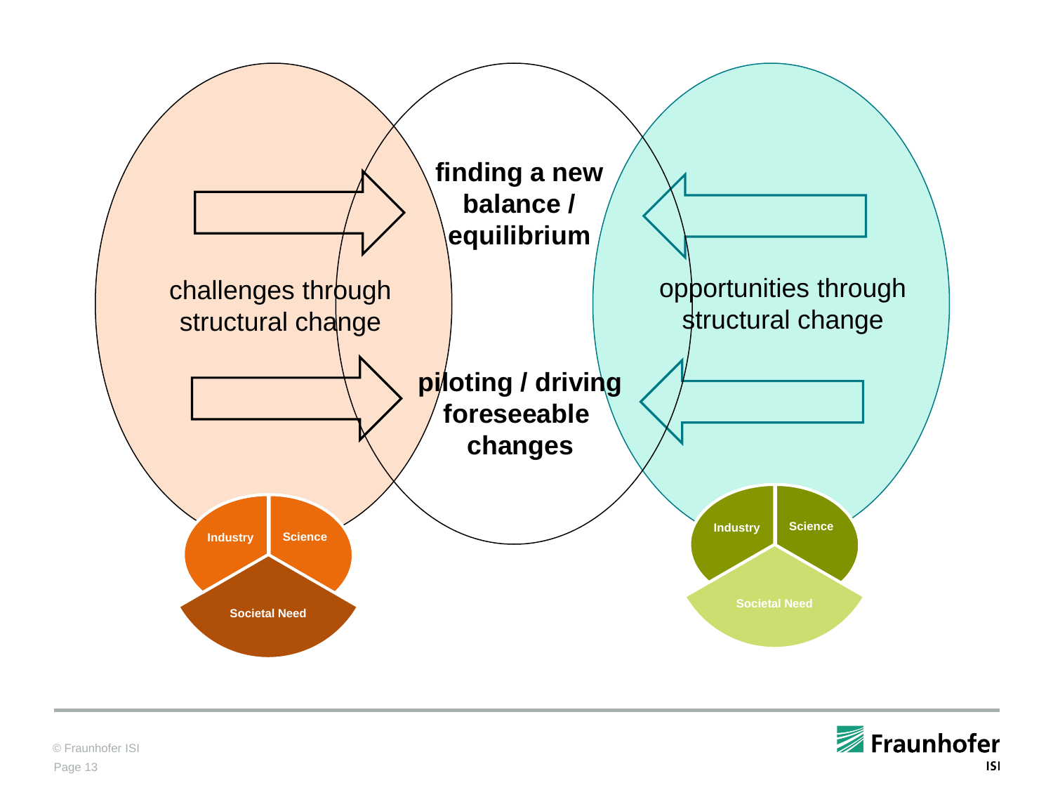challenges through structural change

**finding a new balance / equilibrium**

**piloting / driving foreseeable changes**

opportunities through structural change

Industry | Science | Societal Need

Industry | Science | Societal Need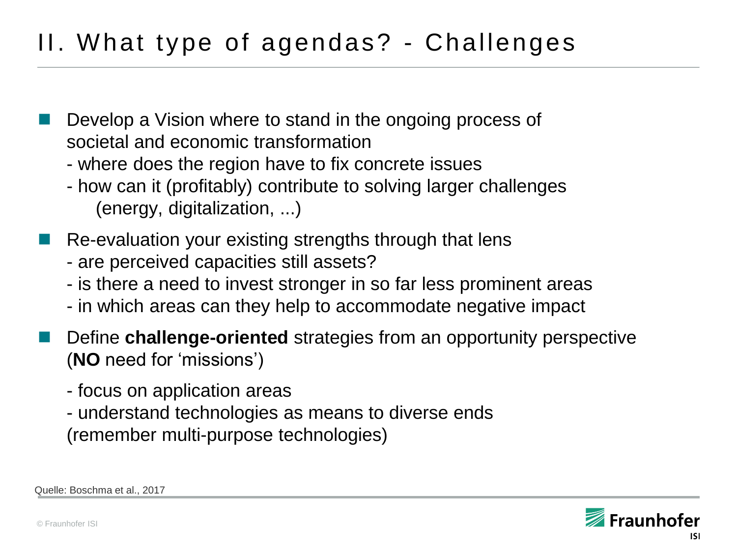# II. What type of agendas? - Challenges

- Develop a Vision where to stand in the ongoing process of societal and economic transformation
  - where does the region have to fix concrete issues
  - how can it (profitably) contribute to solving larger challenges (energy, digitalization, ...)
- Re-evaluation your existing strengths through that lens
  - are perceived capacities still assets?
  - is there a need to invest stronger in so far less prominent areas
  - in which areas can they help to accommodate negative impact
- Define **challenge-oriented** strategies from an opportunity perspective (**NO** need for 'missions')
  - focus on application areas
  - understand technologies as means to diverse ends (remember multi-purpose technologies)

Quelle: Boschma et al., 2017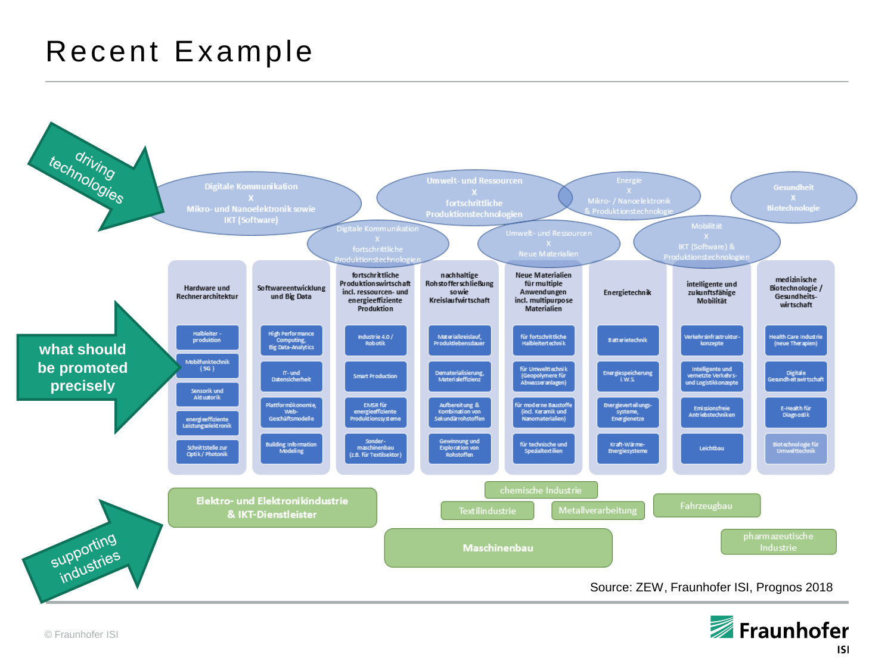# Recent Example

**driving technologies**

- Digitale Kommunikation X Mikro- und Nanoelektronik sowie IKT (Software)
- Umwelt- und Ressourcen X fortschrittliche Produktionstechnologien
- Energie X Mikro- / Nanoelektronik & Produktionstechnologie
- Gesundheit X Biotechnologie
- Digitale Kommunikation X fortschrittliche Produktionstechnologien
- Umwelt- und Ressourcen X Neue Materialien
- Mobilität X IKT (Software) & Produktionstechnologien

**what should be promoted precisely**

| Hardware und Rechnerarchitektur | Softwareentwicklung und Big Data | fortschrittliche Produktionswirtschaft incl. ressourcen- und energieeffiziente Produktion | nachhaltige Rohstofferschließung sowie Kreislaufwirtschaft | Neue Materialien für multiple Anwendungen incl. multipurpose Materialien | Energietechnik | intelligente und zukunftsfähige Mobilität | medizinische Biotechnologie / Gesundheitswirtschaft |
|---|---|---|---|---|---|---|---|
| Halbleiter-produktion | High Performance Computing, Big Data-Analytics | Industrie 4.0 / Robotik | Materialkreislauf, Produktlebensdauer | für fortschrittliche Halbleitertechnik | Batterietechnik | Verkehrsinfrastrukturkonzepte | Health Care Industrie (neue Therapien) |
| Mobilfunktechnik (5G) | IT- und Datensicherheit | Smart Production | Dematerialisierung, Materialeffizienz | für Umwelttechnik (Geopolymere für Abwasseranlagen) | Energiespeicherung i.w.S. | Intelligente und vernetzte Verkehrs- und Logistikkonzepte | Digitale Gesundheitswirtschaft |
| Sensorik und Aktuatorik | Plattformökonomie, Web-Geschäftsmodelle | EMSR für energieeffiziente Produktionssysteme | Aufbereitung & Kombination von Sekundärrohstoffen | für moderne Baustoffe (incl. Keramik und Nanomaterialien) | Energieverteilungssysteme, Energienetze | Emissionsfreie Antriebstechniken | E-Health für Diagnostik |
| energieeffiziente Leistungselektronik | Building Information Modeling | Sondermaschinenbau (z.B. für Textilsektor) | Gewinnung und Exploration von Rohstoffen | für technische und Spezialtextilien | Kraft-Wärme-Energiesysteme | Leichtbau | Biotechnologie für Umwelttechnik |
| Schnittstelle zur Optik / Photonik | | | | | | | |

**supporting industries**

- Elektro- und Elektronikindustrie & IKT-Dienstleister
- chemische Industrie
- Textilindustrie
- Metallverarbeitung
- Fahrzeugbau
- Maschinenbau
- pharmazeutische Industrie

Source: ZEW, Fraunhofer ISI, Prognos 2018

© Fraunhofer ISI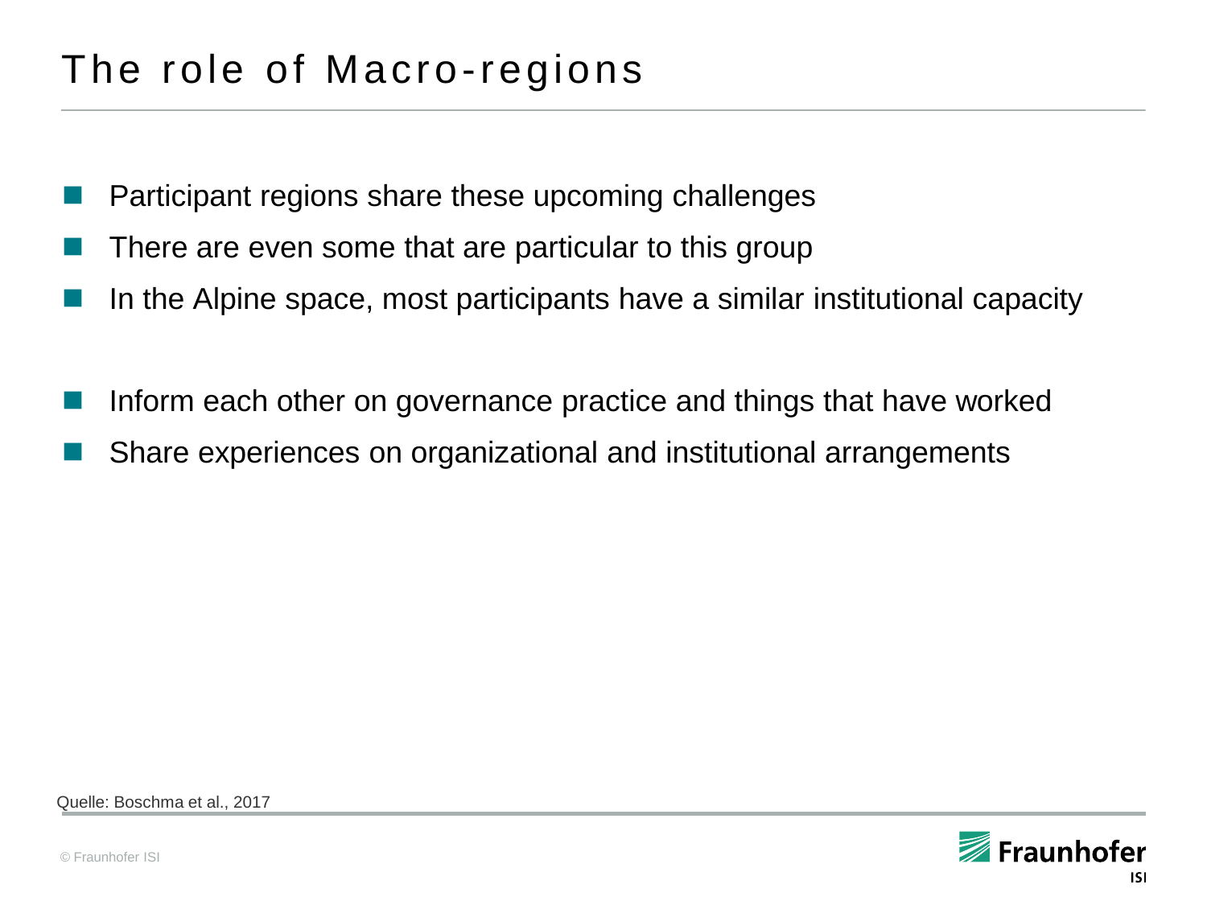# The role of Macro-regions

- Participant regions share these upcoming challenges
- There are even some that are particular to this group
- In the Alpine space, most participants have a similar institutional capacity

- Inform each other on governance practice and things that have worked
- Share experiences on organizational and institutional arrangements

Quelle: Boschma et al., 2017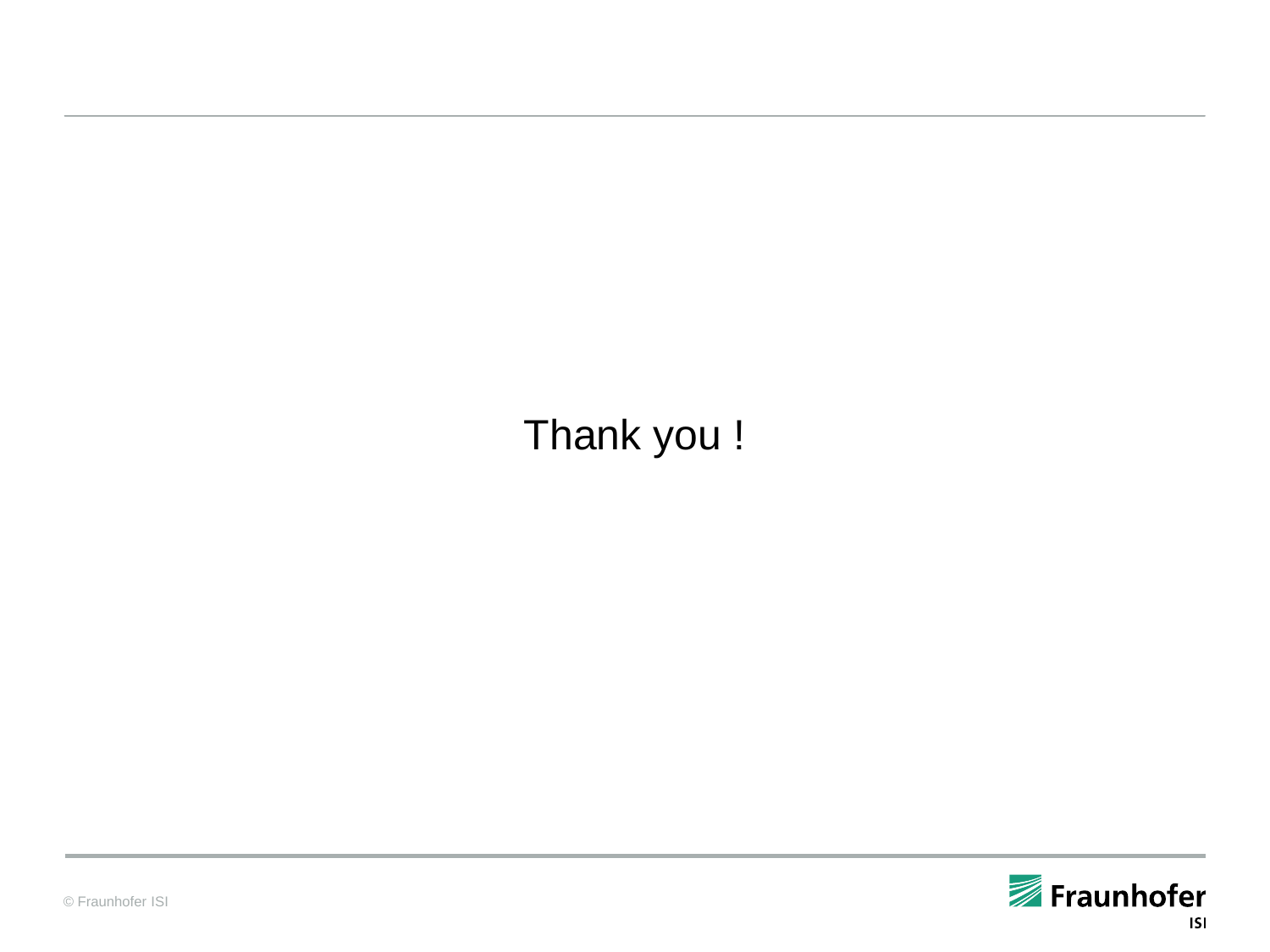Thank you !